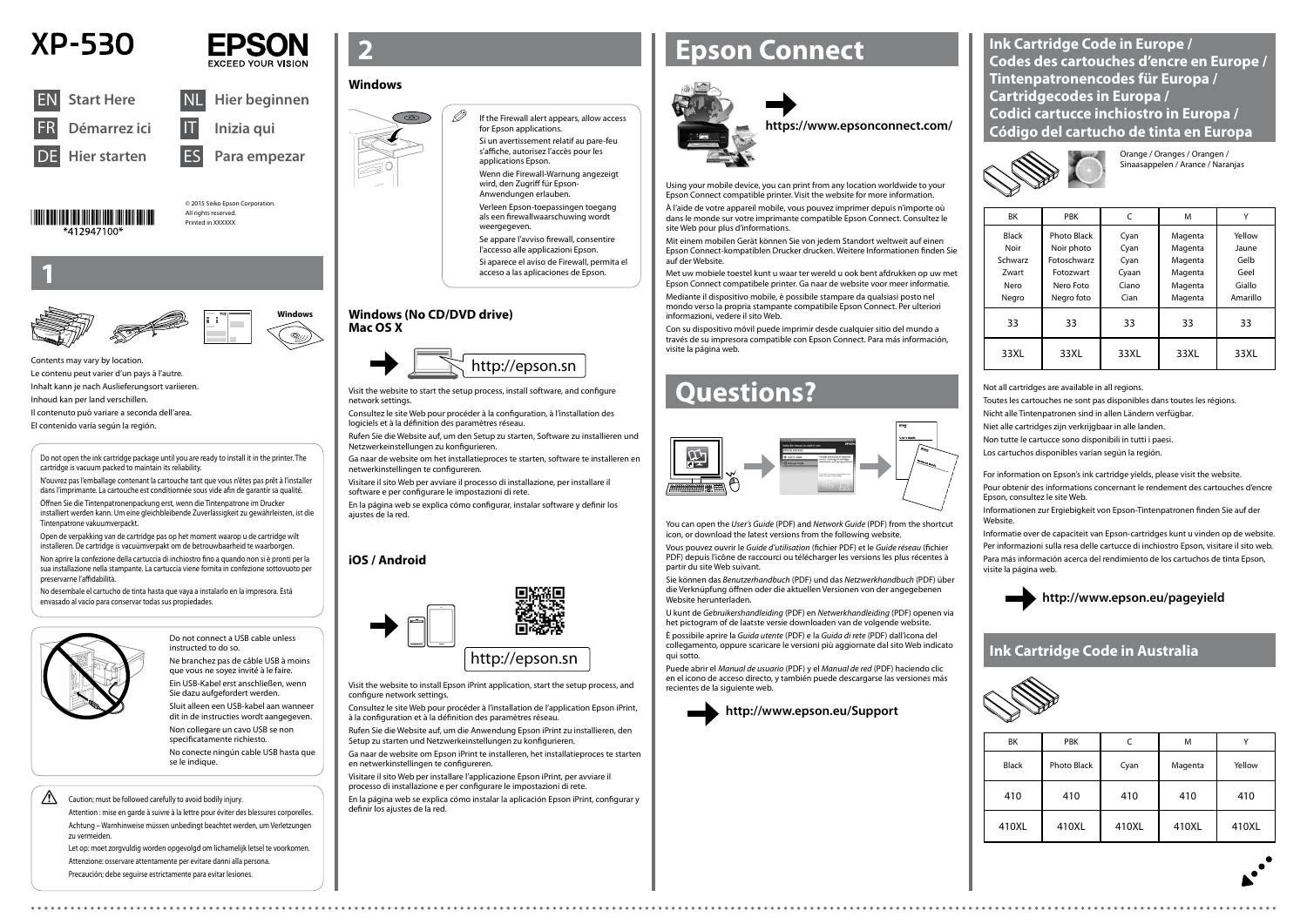# XP-530

EPSON
EXCEED YOUR VISION

EN **Start Here**
FR **Démarrez ici**
DE **Hier starten**
NL **Hier beginnen**
IT **Inizia qui**
ES **Para empezar**

© 2015 Seiko Epson Corporation.
All rights reserved.
Printed in XXXXXX

*412947100*

## 1

Windows

Contents may vary by location.

Le contenu peut varier d'un pays à l'autre.

Inhalt kann je nach Auslieferungsort variieren.

Inhoud kan per land verschillen.

Il contenuto può variare a seconda dell'area.

El contenido varía según la región.

Do not open the ink cartridge package until you are ready to install it in the printer. The cartridge is vacuum packed to maintain its reliability.

N'ouvrez pas l'emballage contenant la cartouche tant que vous n'êtes pas prêt à l'installer dans l'imprimante. La cartouche est conditionnée sous vide afin de garantir sa qualité.

Öffnen Sie die Tintenpatronenpackung erst, wenn die Tintenpatrone im Drucker installiert werden kann. Um eine gleichbleibende Zuverlässigkeit zu gewährleisten, ist die Tintenpatrone vakuumverpackt.

Open de verpakking van de cartridge pas op het moment waarop u de cartridge wilt installeren. De cartridge is vacuümverpakt om de betrouwbaarheid te waarborgen.

Non aprire la confezione della cartuccia di inchiostro fino a quando non si è pronti per la sua installazione nella stampante. La cartuccia viene fornita in confezione sottovuoto per preservarne l'affidabilità.

No desembale el cartucho de tinta hasta que vaya a instalarlo en la impresora. Está envasado al vacío para conservar todas sus propiedades.

Do not connect a USB cable unless instructed to do so.

Ne branchez pas de câble USB à moins que vous ne soyez invité à le faire.

Ein USB-Kabel erst anschließen, wenn Sie dazu aufgefordert werden.

Sluit alleen een USB-kabel aan wanneer dit in de instructies wordt aangegeven.

Non collegare un cavo USB se non specificatamente richiesto.

No conecte ningún cable USB hasta que se le indique.

Caution; must be followed carefully to avoid bodily injury.

Attention : mise en garde à suivre à la lettre pour éviter des blessures corporelles.

Achtung – Warnhinweise müssen unbedingt beachtet werden, um Verletzungen zu vermeiden.

Let op: moet zorgvuldig worden opgevolgd om lichamelijk letsel te voorkomen.

Attenzione: osservare attentamente per evitare danni alla persona.

Precaución; debe seguirse estrictamente para evitar lesiones.

## 2

### Windows

If the Firewall alert appears, allow access for Epson applications.

Si un avertissement relatif au pare-feu s'affiche, autorisez l'accès pour les applications Epson.

Wenn die Firewall-Warnung angezeigt wird, den Zugriff für Epson-Anwendungen erlauben.

Verleen Epson-toepassingen toegang als een firewallwaarschuwing wordt weergegeven.

Se appare l'avviso firewall, consentire l'accesso alle applicazioni Epson.

Si aparece el aviso de Firewall, permita el acceso a las aplicaciones de Epson.

### Windows (No CD/DVD drive) Mac OS X

http://epson.sn

Visit the website to start the setup process, install software, and configure network settings.

Consultez le site Web pour procéder à la configuration, à l'installation des logiciels et à la définition des paramètres réseau.

Rufen Sie die Website auf, um den Setup zu starten, Software zu installieren und Netzwerkeinstellungen zu konfigurieren.

Ga naar de website om het installatieproces te starten, software te installeren en netwerkinstellingen te configureren.

Visitare il sito Web per avviare il processo di installazione, per installare il software e per configurare le impostazioni di rete.

En la página web se explica cómo configurar, instalar software y definir los ajustes de la red.

### iOS / Android

http://epson.sn

Visit the website to install Epson iPrint application, start the setup process, and configure network settings.

Consultez le site Web pour procéder à l'installation de l'application Epson iPrint, à la configuration et à la définition des paramètres réseau.

Rufen Sie die Website auf, um die Anwendung Epson iPrint zu installieren, den Setup zu starten und Netzwerkeinstellungen zu konfigurieren.

Ga naar de website om Epson iPrint te installeren, het installatieproces te starten en netwerkinstellingen te configureren.

Visitare il sito Web per installare l'applicazione Epson iPrint, per avviare il processo di installazione e per configurare le impostazioni di rete.

En la página web se explica cómo instalar la aplicación Epson iPrint, configurar y definir los ajustes de la red.

## Epson Connect

**https://www.epsonconnect.com/**

Using your mobile device, you can print from any location worldwide to your Epson Connect compatible printer. Visit the website for more information.

À l'aide de votre appareil mobile, vous pouvez imprimer depuis n'importe où dans le monde sur votre imprimante compatible Epson Connect. Consultez le site Web pour plus d'informations.

Mit einem mobilen Gerät können Sie von jedem Standort weltweit auf einen Epson Connect-kompatiblen Drucker drucken. Weitere Informationen finden Sie auf der Website.

Met uw mobiele toestel kunt u waar ter wereld u ook bent afdrukken op uw met Epson Connect compatibele printer. Ga naar de website voor meer informatie.

Mediante il dispositivo mobile, è possibile stampare da qualsiasi posto nel mondo verso la propria stampante compatibile Epson Connect. Per ulteriori informazioni, vedere il sito Web.

Con su dispositivo móvil puede imprimir desde cualquier sitio del mundo a través de su impresora compatible con Epson Connect. Para más información, visite la página web.

## Questions?

You can open the *User's Guide* (PDF) and *Network Guide* (PDF) from the shortcut icon, or download the latest versions from the following website.

Vous pouvez ouvrir le *Guide d'utilisation* (fichier PDF) et le *Guide réseau* (fichier PDF) depuis l'icône de raccourci ou télécharger les versions les plus récentes à partir du site Web suivant.

Sie können das *Benutzerhandbuch* (PDF) und das *Netzwerkhandbuch* (PDF) über die Verknüpfung öffnen oder die aktuellen Versionen von der angegebenen Website herunterladen.

U kunt de *Gebruikershandleiding* (PDF) en *Netwerkhandleiding* (PDF) openen via het pictogram of de laatste versie downloaden van de volgende website.

È possibile aprire la *Guida utente* (PDF) e la *Guida di rete* (PDF) dall'icona del collegamento, oppure scaricare le versioni più aggiornate dal sito Web indicato qui sotto.

Puede abrir el *Manual de usuario* (PDF) y el *Manual de red* (PDF) haciendo clic en el icono de acceso directo, y también puede descargarse las versiones más recientes de la siguiente web.

**http://www.epson.eu/Support**

## Ink Cartridge Code in Europe / Codes des cartouches d'encre en Europe / Tintenpatronencodes für Europa / Cartridgecodes in Europa / Codici cartucce inchiostro in Europa / Código del cartucho de tinta en Europa

Orange / Oranges / Orangen / Sinaasappelen / Arance / Naranjas

| BK | PBK | C | M | Y |
|---|---|---|---|---|
| Black<br>Noir<br>Schwarz<br>Zwart<br>Nero<br>Negro | Photo Black<br>Noir photo<br>Fotoschwarz<br>Fotozwart<br>Nero Foto<br>Negro foto | Cyan<br>Cyan<br>Cyan<br>Cyaan<br>Ciano<br>Cian | Magenta<br>Magenta<br>Magenta<br>Magenta<br>Magenta<br>Magenta | Yellow<br>Jaune<br>Gelb<br>Geel<br>Giallo<br>Amarillo |
| 33 | 33 | 33 | 33 | 33 |
| 33XL | 33XL | 33XL | 33XL | 33XL |

Not all cartridges are available in all regions.

Toutes les cartouches ne sont pas disponibles dans toutes les régions.

Nicht alle Tintenpatronen sind in allen Ländern verfügbar.

Niet alle cartridges zijn verkrijgbaar in alle landen.

Non tutte le cartucce sono disponibili in tutti i paesi.

Los cartuchos disponibles varían según la región.

For information on Epson's ink cartridge yields, please visit the website.

Pour obtenir des informations concernant le rendement des cartouches d'encre Epson, consultez le site Web.

Informationen zur Ergiebigkeit von Epson-Tintenpatronen finden Sie auf der Website.

Informatie over de capaciteit van Epson-cartridges kunt u vinden op de website.

Per informazioni sulla resa delle cartucce di inchiostro Epson, visitare il sito web.

Para más información acerca del rendimiento de los cartuchos de tinta Epson, visite la página web.

**http://www.epson.eu/pageyield**

## Ink Cartridge Code in Australia

| BK | PBK | C | M | Y |
|---|---|---|---|---|
| Black | Photo Black | Cyan | Magenta | Yellow |
| 410 | 410 | 410 | 410 | 410 |
| 410XL | 410XL | 410XL | 410XL | 410XL |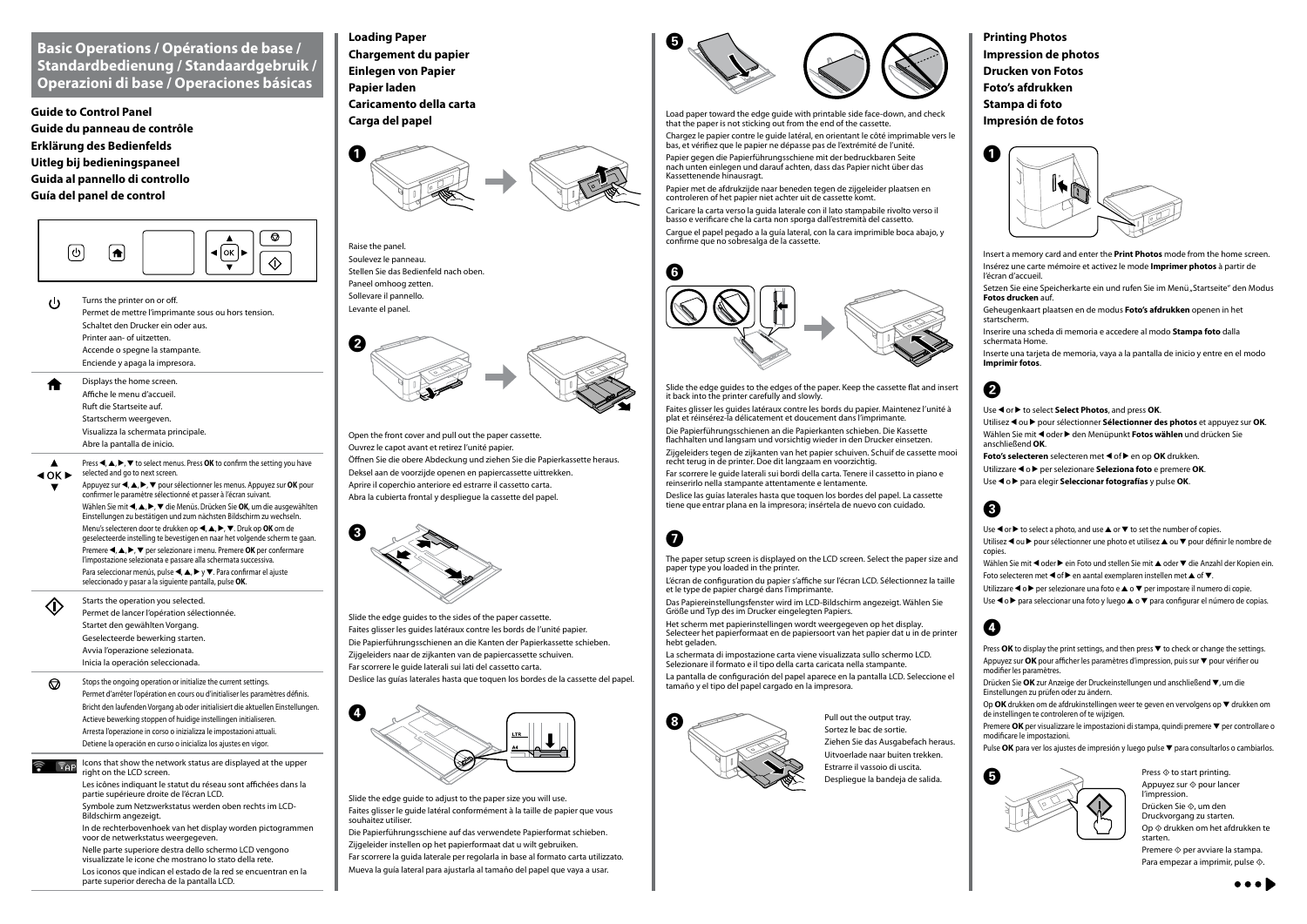## Basic Operations / Opérations de base / Standardbedienung / Standaardgebruik / Operazioni di base / Operaciones básicas

### Guide to Control Panel
### Guide du panneau de contrôle
### Erklärung des Bedienfelds
### Uitleg bij bedieningspaneel
### Guida al pannello di controllo
### Guía del panel de control

| | |
|---|---|
| ⏻ | Turns the printer on or off.<br>Permet de mettre l'imprimante sous ou hors tension.<br>Schaltet den Drucker ein oder aus.<br>Printer aan- of uitzetten.<br>Accende o spegne la stampante.<br>Enciende y apaga la impresora. |
| 🏠 | Displays the home screen.<br>Affiche le menu d'accueil.<br>Ruft die Startseite auf.<br>Startscherm weergeven.<br>Visualizza la schermata principale.<br>Abre la pantalla de inicio. |
| ▲ ◀ OK ▶ ▼ | Press ◀, ▲, ▶, ▼ to select menus. Press **OK** to confirm the setting you have selected and go to next screen.<br>Appuyez sur ◀, ▲, ▶, ▼ pour sélectionner les menus. Appuyez sur **OK** pour confirmer le paramètre sélectionné et passer à l'écran suivant.<br>Wählen Sie mit ◀, ▲, ▶, ▼ die Menüs. Drücken Sie **OK**, um die ausgewählten Einstellungen zu bestätigen und zum nächsten Bildschirm zu wechseln.<br>Menu's selecteren door te drukken op ◀, ▲, ▶, ▼. Druk op **OK** om de geselecteerde instelling te bevestigen en naar het volgende scherm te gaan.<br>Premere ◀, ▲, ▶, ▼ per selezionare i menu. Premere **OK** per confermare l'impostazione selezionata e passare alla schermata successiva.<br>Para seleccionar menús, pulse ◀, ▲, ▶ y ▼. Para confirmar el ajuste seleccionado y pasar a la siguiente pantalla, pulse **OK**. |
| ◇ | Starts the operation you selected.<br>Permet de lancer l'opération sélectionnée.<br>Startet den gewählten Vorgang.<br>Geselecteerde bewerking starten.<br>Avvia l'operazione selezionata.<br>Inicia la operación seleccionada. |
| ⊘ | Stops the ongoing operation or initialize the current settings.<br>Permet d'arrêter l'opération en cours ou d'initialiser les paramètres définis.<br>Bricht den laufenden Vorgang ab oder initialisiert die aktuellen Einstellungen.<br>Actieve bewerking stoppen of huidige instellingen initialiseren.<br>Arresta l'operazione in corso o inizializza le impostazioni attuali.<br>Detiene la operación en curso o inicializa los ajustes en vigor. |
| Wi-Fi / AP icons | Icons that show the network status are displayed at the upper right on the LCD screen.<br>Les icônes indiquant le statut du réseau sont affichées dans la partie supérieure droite de l'écran LCD.<br>Symbole zum Netzwerkstatus werden oben rechts im LCD-Bildschirm angezeigt.<br>In de rechterbovenhoek van het display worden pictogrammen voor de netwerkstatus weergegeven.<br>Nelle parte superiore destra dello schermo LCD vengono visualizzate le icone che mostrano lo stato della rete.<br>Los iconos que indican el estado de la red se encuentran en la parte superior derecha de la pantalla LCD. |

### Loading Paper
### Chargement du papier
### Einlegen von Papier
### Papier laden
### Caricamento della carta
### Carga del papel

**1**

Raise the panel.
Soulevez le panneau.
Stellen Sie das Bedienfeld nach oben.
Paneel omhoog zetten.
Sollevare il pannello.
Levante el panel.

**2**

Open the front cover and pull out the paper cassette.
Ouvrez le capot avant et retirez l'unité papier.
Öffnen Sie die obere Abdeckung und ziehen Sie die Papierkassette heraus.
Deksel aan de voorzijde openen en papiercassette uittrekken.
Aprire il coperchio anteriore ed estrarre il cassetto carta.
Abra la cubierta frontal y despliegue la cassette del papel.

**3**

Slide the edge guides to the sides of the paper cassette.
Faites glisser les guides latéraux contre les bords de l'unité papier.
Die Papierführungsschienen an die Kanten der Papierkassette schieben.
Zijgeleiders naar de zijkanten van de papiercassette schuiven.
Far scorrere le guide laterali sui lati del cassetto carta.
Deslice las guías laterales hasta que toquen los bordes de la cassette del papel.

**4**

Slide the edge guide to adjust to the paper size you will use.
Faites glisser le guide latéral conformément à la taille de papier que vous souhaitez utiliser.
Die Papierführungsschiene auf das verwendete Papierformat schieben.
Zijgeleider instellen op het papierformaat dat u wilt gebruiken.
Far scorrere la guida laterale per regolarla in base al formato carta utilizzato.
Mueva la guía lateral para ajustarla al tamaño del papel que vaya a usar.

**5**

Load paper toward the edge guide with printable side face-down, and check that the paper is not sticking out from the end of the cassette.
Chargez le papier contre le guide latéral, en orientant le côté imprimable vers le bas, et vérifiez que le papier ne dépasse pas de l'extrémité de l'unité.
Papier gegen die Papierführungsschiene mit der bedruckbaren Seite nach unten einlegen und darauf achten, dass das Papier nicht über das Kassettenende hinausragt.
Papier met de afdrukzijde naar beneden tegen de zijgeleider plaatsen en controleren of het papier niet achter uit de cassette komt.
Caricare la carta verso la guida laterale con il lato stampabile rivolto verso il basso e verificare che la carta non sporga dall'estremità del cassetto.
Cargue el papel pegado a la guía lateral, con la cara imprimible boca abajo, y confirme que no sobresalga de la cassette.

**6**

Slide the edge guides to the edges of the paper. Keep the cassette flat and insert it back into the printer carefully and slowly.
Faites glisser les guides latéraux contre les bords du papier. Maintenez l'unité à plat et réinsérez-la délicatement et doucement dans l'imprimante.
Die Papierführungsschienen an die Papierkanten schieben. Die Kassette flachhalten und langsam und vorsichtig wieder in den Drucker einsetzen.
Zijgeleiders tegen de zijkanten van het papier schuiven. Schuif de cassette mooi recht terug in de printer. Doe dit langzaam en voorzichtig.
Far scorrere le guide laterali sui bordi della carta. Tenere il cassetto in piano e reinserirlo nella stampante attentamente e lentamente.
Deslice las guías laterales hasta que toquen los bordes del papel. La cassette tiene que entrar plana en la impresora; insértela de nuevo con cuidado.

**7**

The paper setup screen is displayed on the LCD screen. Select the paper size and paper type you loaded in the printer.
L'écran de configuration du papier s'affiche sur l'écran LCD. Sélectionnez la taille et le type de papier chargé dans l'imprimante.
Das Papiereinstellungsfenster wird im LCD-Bildschirm angezeigt. Wählen Sie Größe und Typ des im Drucker eingelegten Papiers.
Het scherm met papierinstellingen wordt weergegeven op het display. Selecteer het papierformaat en de papiersoort van het papier dat u in de printer hebt geladen.
La schermata di impostazione carta viene visualizzata sullo schermo LCD. Selezionare il formato e il tipo della carta caricata nella stampante.
La pantalla de configuración del papel aparece en la pantalla LCD. Seleccione el tamaño y el tipo del papel cargado en la impresora.

**8**

Pull out the output tray.
Sortez le bac de sortie.
Ziehen Sie das Ausgabefach heraus.
Uitvoerlade naar buiten trekken.
Estrarre il vassoio di uscita.
Despliegue la bandeja de salida.

### Printing Photos
### Impression de photos
### Drucken von Fotos
### Foto's afdrukken
### Stampa di foto
### Impresión de fotos

**1**

Insert a memory card and enter the **Print Photos** mode from the home screen.
Insérez une carte mémoire et activez le mode **Imprimer photos** à partir de l'écran d'accueil.
Setzen Sie eine Speicherkarte ein und rufen Sie im Menü „Startseite" den Modus **Fotos drucken** auf.
Geheugenkaart plaatsen en de modus **Foto's afdrukken** openen in het startscherm.
Inserire una scheda di memoria e accedere al modo **Stampa foto** dalla schermata Home.
Inserte una tarjeta de memoria, vaya a la pantalla de inicio y entre en el modo **Imprimir fotos**.

**2**

Use ◀ or ▶ to select **Select Photos**, and press **OK**.
Utilisez ◀ ou ▶ pour sélectionner **Sélectionner des photos** et appuyez sur **OK**.
Wählen Sie mit ◀ oder ▶ den Menüpunkt **Fotos wählen** und drücken Sie anschließend **OK**.
**Foto's selecteren** selecteren met ◀ of ▶ en op **OK** drukken.
Utilizzare ◀ o ▶ per selezionare **Seleziona foto** e premere **OK**.
Use ◀ o ▶ para elegir **Seleccionar fotografías** y pulse **OK**.

**3**

Use ◀ or ▶ to select a photo, and use ▲ or ▼ to set the number of copies.
Utilisez ◀ ou ▶ pour sélectionner une photo et utilisez ▲ ou ▼ pour définir le nombre de copies.
Wählen Sie mit ◀ oder ▶ ein Foto und stellen Sie mit ▲ oder ▼ die Anzahl der Kopien ein.
Foto selecteren met ◀ of ▶ en aantal exemplaren instellen met ▲ of ▼.
Utilizzare ◀ o ▶ per selezionare una foto e ▲ o ▼ per impostare il numero di copie.
Use ◀ o ▶ para seleccionar una foto y luego ▲ o ▼ para configurar el número de copias.

**4**

Press **OK** to display the print settings, and then press ▼ to check or change the settings.
Appuyez sur **OK** pour afficher les paramètres d'impression, puis sur ▼ pour vérifier ou modifier les paramètres.
Drücken Sie **OK** zur Anzeige der Druckeinstellungen und anschließend ▼, um die Einstellungen zu prüfen oder zu ändern.
Op **OK** drukken om de afdrukinstellingen weer te geven en vervolgens op ▼ drukken om de instellingen te controleren of te wijzigen.
Premere **OK** per visualizzare le impostazioni di stampa, quindi premere ▼ per controllare o modificare le impostazioni.
Pulse **OK** para ver los ajustes de impresión y luego pulse ▼ para consultarlos o cambiarlos.

**5**

Press ◇ to start printing.
Appuyez sur ◇ pour lancer l'impression.
Drücken Sie ◇, um den Druckvorgang zu starten.
Op ◇ drukken om het afdrukken te starten.
Premere ◇ per avviare la stampa.
Para empezar a imprimir, pulse ◇.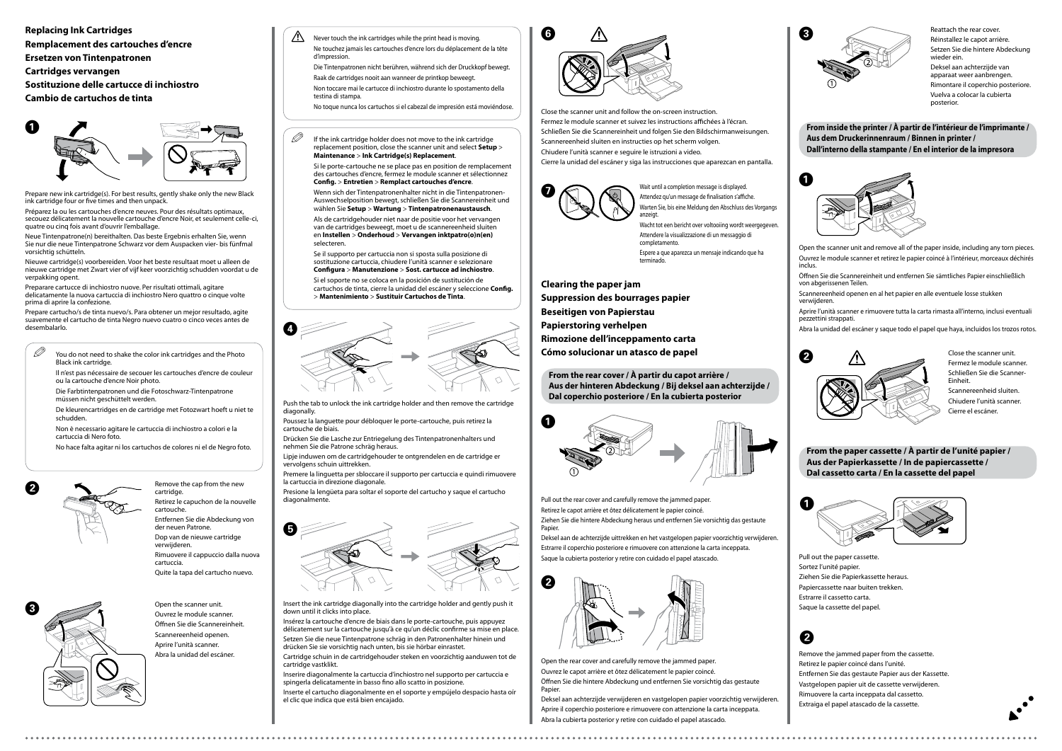## Replacing Ink Cartridges
## Remplacement des cartouches d'encre
## Ersetzen von Tintenpatronen
## Cartridges vervangen
## Sostituzione delle cartucce di inchiostro
## Cambio de cartuchos de tinta

**1**

Prepare new ink cartridge(s). For best results, gently shake only the new Black ink cartridge four or five times and then unpack.

Préparez la ou les cartouches d'encre neuves. Pour des résultats optimaux, secouez délicatement la nouvelle cartouche d'encre Noir, et seulement celle-ci, quatre ou cinq fois avant d'ouvrir l'emballage.

Neue Tintenpatrone(n) bereithalten. Das beste Ergebnis erhalten Sie, wenn Sie nur die neue Tintenpatrone Schwarz vor dem Auspacken vier- bis fünfmal vorsichtig schütteln.

Nieuwe cartridge(s) voorbereiden. Voor het beste resultaat moet u alleen de nieuwe cartridge met Zwart vier of vijf keer voorzichtig schudden voordat u de verpakking opent.

Preparare cartucce di inchiostro nuove. Per risultati ottimali, agitare delicatamente la nuova cartuccia di inchiostro Nero quattro o cinque volte prima di aprire la confezione.

Prepare cartucho/s de tinta nuevo/s. Para obtener un mejor resultado, agite suavemente el cartucho de tinta Negro nuevo cuatro o cinco veces antes de desembalarlo.

You do not need to shake the color ink cartridges and the Photo Black ink cartridge.

Il n'est pas nécessaire de secouer les cartouches d'encre de couleur ou la cartouche d'encre Noir photo.

Die Farbtintenpatronen und die Fotoschwarz-Tintenpatrone müssen nicht geschüttelt werden.

De kleurencartridges en de cartridge met Fotozwart hoeft u niet te schudden.

Non è necessario agitare le cartucce di inchiostro a colori e la cartuccia di Nero foto.

No hace falta agitar ni los cartuchos de colores ni el de Negro foto.

**2**

Remove the cap from the new cartridge.

Retirez le capuchon de la nouvelle cartouche.

Entfernen Sie die Abdeckung von der neuen Patrone.

Dop van de nieuwe cartridge verwijderen.

Rimuovere il cappuccio dalla nuova cartuccia.

Quite la tapa del cartucho nuevo.

**3**

Open the scanner unit.

Ouvrez le module scanner.

Öffnen Sie die Scannereinheit.

Scannereenheid openen.

Aprire l'unità scanner.

Abra la unidad del escáner.

Never touch the ink cartridges while the print head is moving.

Ne touchez jamais les cartouches d'encre lors du déplacement de la tête d'impression.

Die Tintenpatronen nicht berühren, während sich der Druckkopf bewegt.

Raak de cartridges nooit aan wanneer de printkop beweegt.

Non toccare mai le cartucce di inchiostro durante lo spostamento della testina di stampa.

No toque nunca los cartuchos si el cabezal de impresión está moviéndose.

If the ink cartridge holder does not move to the ink cartridge replacement position, close the scanner unit and select **Setup** > **Maintenance** > **Ink Cartridge(s) Replacement**.

Si le porte-cartouche ne se place pas en position de remplacement des cartouches d'encre, fermez le module scanner et sélectionnez **Config.** > **Entretien** > **Remplact cartouches d'encre**.

Wenn sich der Tintenpatronenhalter nicht in die Tintenpatronen-Auswechselposition bewegt, schließen Sie die Scannereinheit und wählen Sie **Setup** > **Wartung** > **Tintenpatronenaustausch**.

Als de cartridgehouder niet naar de positie voor het vervangen van de cartridges beweegt, moet u de scannereenheid sluiten en **Instellen** > **Onderhoud** > **Vervangen inktpatro(o)n(en)** selecteren.

Se il supporto per cartuccia non si sposta sulla posizione di sostituzione cartuccia, chiudere l'unità scanner e selezionare **Configura** > **Manutenzione** > **Sost. cartucce ad inchiostro**.

Si el soporte no se coloca en la posición de sustitución de cartuchos de tinta, cierre la unidad del escáner y seleccione **Config.** > **Mantenimiento** > **Sustituir Cartuchos de Tinta**.

**4**

Push the tab to unlock the ink cartridge holder and then remove the cartridge diagonally.

Poussez la languette pour débloquer le porte-cartouche, puis retirez la cartouche de biais.

Drücken Sie die Lasche zur Entriegelung des Tintenpatronenhalters und nehmen Sie die Patrone schräg heraus.

Lipje induwen om de cartridgehouder te ontgrendelen en de cartridge er vervolgens schuin uittrekken.

Premere la linguetta per sbloccare il supporto per cartuccia e quindi rimuovere la cartuccia in direzione diagonale.

Presione la lengüeta para soltar el soporte del cartucho y saque el cartucho diagonalmente.

**5**

Insert the ink cartridge diagonally into the cartridge holder and gently push it down until it clicks into place.

Insérez la cartouche d'encre de biais dans le porte-cartouche, puis appuyez délicatement sur la cartouche jusqu'à ce qu'un déclic confirme sa mise en place.

Setzen Sie die neue Tintenpatrone schräg in den Patronenhalter hinein und drücken Sie sie vorsichtig nach unten, bis sie hörbar einrastet.

Cartridge schuin in de cartridgehouder steken en voorzichtig aanduwen tot de cartridge vastklikt.

Inserire diagonalmente la cartuccia d'inchiostro nel supporto per cartucce e spingerla delicatamente in basso fino allo scatto in posizione.

Inserte el cartucho diagonalmente en el soporte y empújelo despacio hasta oír el clic que indica que está bien encajado.

**6**

Close the scanner unit and follow the on-screen instruction.

Fermez le module scanner et suivez les instructions affichées à l'écran.

Schließen Sie die Scannereinheit und folgen Sie den Bildschirmanweisungen.

Scannereenheid sluiten en instructies op het scherm volgen.

Chiudere l'unità scanner e seguire le istruzioni a video.

Cierre la unidad del escáner y siga las instrucciones que aparezcan en pantalla.

**7**

Wait until a completion message is displayed.

Attendez qu'un message de finalisation s'affiche.

Warten Sie, bis eine Meldung den Abschluss des Vorgangs anzeigt.

Wacht tot een bericht over voltooiing wordt weergegeven.

Attendere la visualizzazione di un messaggio di completamento.

Espere a que aparezca un mensaje indicando que ha terminado.

## Clearing the paper jam
## Suppression des bourrages papier
## Beseitigen von Papierstau
## Papierstoring verhelpen
## Rimozione dell'inceppamento carta
## Cómo solucionar un atasco de papel

### From the rear cover / À partir du capot arrière / Aus der hinteren Abdeckung / Bij deksel aan achterzijde / Dal coperchio posteriore / En la cubierta posterior

**1**

Pull out the rear cover and carefully remove the jammed paper.

Retirez le capot arrière et ôtez délicatement le papier coincé.

Ziehen Sie die hintere Abdeckung heraus und entfernen Sie vorsichtig das gestaute Papier.

Deksel aan de achterzijde uittrekken en het vastgelopen papier voorzichtig verwijderen.

Estrarre il coperchio posteriore e rimuovere con attenzione la carta inceppata.

Saque la cubierta posterior y retire con cuidado el papel atascado.

**2**

Open the rear cover and carefully remove the jammed paper.

Ouvrez le capot arrière et ôtez délicatement le papier coincé.

Öffnen Sie die hintere Abdeckung und entfernen Sie vorsichtig das gestaute Papier.

Deksel aan achterzijde verwijderen en vastgelopen papier voorzichtig verwijderen.

Aprire il coperchio posteriore e rimuovere con attenzione la carta inceppata.

Abra la cubierta posterior y retire con cuidado el papel atascado.

**3**

Reattach the rear cover.

Réinstallez le capot arrière.

Setzen Sie die hintere Abdeckung wieder ein.

Deksel aan achterzijde van apparaat weer aanbrengen.

Rimontare il coperchio posteriore.

Vuelva a colocar la cubierta posterior.

### From inside the printer / À partir de l'intérieur de l'imprimante / Aus dem Druckerinnenraum / Binnen in printer / Dall'interno della stampante / En el interior de la impresora

**1**

Open the scanner unit and remove all of the paper inside, including any torn pieces.

Ouvrez le module scanner et retirez le papier coincé à l'intérieur, morceaux déchirés inclus.

Öffnen Sie die Scannereinheit und entfernen Sie sämtliches Papier einschließlich von abgerissenen Teilen.

Scannereenheid openen en al het papier en alle eventuele losse stukken verwijderen.

Aprire l'unità scanner e rimuovere tutta la carta rimasta all'interno, inclusi eventuali pezzettini strappati.

Abra la unidad del escáner y saque todo el papel que haya, incluidos los trozos rotos.

**2**

Close the scanner unit.

Fermez le module scanner.

Schließen Sie die Scanner-Einheit.

Scannereenheid sluiten.

Chiudere l'unità scanner.

Cierre el escáner.

### From the paper cassette / À partir de l'unité papier / Aus der Papierkassette / In de papiercassette / Dal cassetto carta / En la cassette del papel

**1**

Pull out the paper cassette.

Sortez l'unité papier.

Ziehen Sie die Papierkassette heraus.

Papiercassette naar buiten trekken.

Estrarre il cassetto carta.

Saque la cassette del papel.

**2**

Remove the jammed paper from the cassette.

Retirez le papier coincé dans l'unité.

Entfernen Sie das gestaute Papier aus der Kassette.

Vastgelopen papier uit de cassette verwijderen.

Rimuovere la carta inceppata dal cassetto.

Extraiga el papel atascado de la cassette.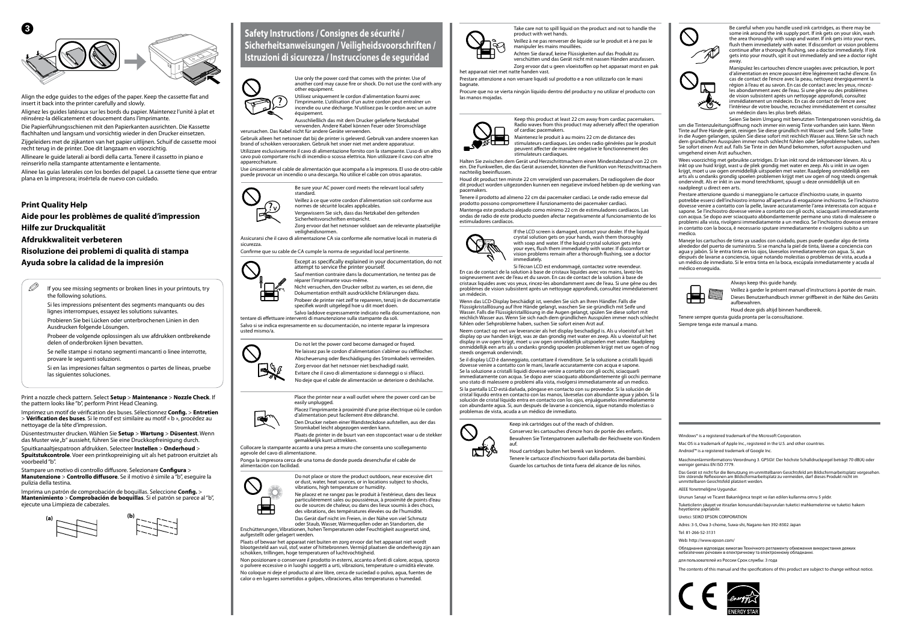**3**

Align the edge guides to the edges of the paper. Keep the cassette flat and insert it back into the printer carefully and slowly.

Alignez les guides latéraux sur les bords du papier. Maintenez l'unité à plat et réinsérez-la délicatement et doucement dans l'imprimante.

Die Papierführungsschienen mit den Papierkanten ausrichten. Die Kassette flachhalten und langsam und vorsichtig wieder in den Drucker einsetzen.

Zijgeleiders met de zijkanten van het papier uitlijnen. Schuif de cassette mooi recht terug in de printer. Doe dit langzaam en voorzichtig.

Allineare le guide laterali ai bordi della carta. Tenere il cassetto in piano e reinserirlo nella stampante attentamente e lentamente.

Alinee las guías laterales con los bordes del papel. La cassette tiene que entrar plana en la impresora; insértela de nuevo con cuidado.

## Print Quality Help

## Aide pour les problèmes de qualité d'impression

## Hilfe zur Druckqualität

## Afdrukkwaliteit verbeteren

## Risoluzione dei problemi di qualità di stampa

## Ayuda sobre la calidad de la impresión

If you see missing segments or broken lines in your printouts, try the following solutions.

Si les impressions présentent des segments manquants ou des lignes interrompues, essayez les solutions suivantes.

Probieren Sie bei Lücken oder unterbrochenen Linien in den Ausdrucken folgende Lösungen.

Probeer de volgende oplossingen als uw afdrukken ontbrekende delen of onderbroken lijnen bevatten.

Se nelle stampe si notano segmenti mancanti o linee interrotte, provare le seguenti soluzioni.

Si en las impresiones faltan segmentos o partes de líneas, pruebe las siguientes soluciones.

Print a nozzle check pattern. Select **Setup** > **Maintenance** > **Nozzle Check**. If the pattern looks like "b", perform Print Head Cleaning.

Imprimez un motif de vérification des buses. Sélectionnez **Config.** > **Entretien** > **Vérification des buses**. Si le motif est similaire au motif « b », procédez au nettoyage de la tête d'impression.

Düsentestmuster drucken. Wählen Sie **Setup** > **Wartung** > **Düsentest**. Wenn das Muster wie „b" aussieht, führen Sie eine Druckkopfreinigung durch.

Spuitkanaaltjespatroon afdrukken. Selecteer **Instellen** > **Onderhoud** > **Spuitstukcontrole**. Voer een printkopreiniging uit als het patroon eruitziet als voorbeeld "b".

Stampare un motivo di controllo diffusore. Selezionare **Configura** > **Manutenzione** > **Controllo diffusore**. Se il motivo è simile a "b", eseguire la pulizia della testina.

Imprima un patrón de comprobación de boquillas. Seleccione **Config.** > **Mantenimiento** > **Comprobación de boquillas**. Si el patrón se parece al "b", ejecute una Limpieza de cabezales.

(a) (b)

## Safety Instructions / Consignes de sécurité / Sicherheitsanweisungen / Veiligheidsvoorschriften / Istruzioni di sicurezza / Instrucciones de seguridad

Use only the power cord that comes with the printer. Use of another cord may cause fire or shock. Do not use the cord with any other equipment.

Utilisez uniquement le cordon d'alimentation fourni avec l'imprimante. L'utilisation d'un autre cordon peut entraîner un incendie ou une décharge. N'utilisez pas le cordon avec un autre équipement.

Ausschließlich das mit dem Drucker gelieferte Netzkabel verwenden. Andere Kabel können Feuer oder Stromschläge verursachen. Das Kabel nicht für andere Geräte verwenden.

Gebruik alleen het netsnoer dat bij de printer is geleverd. Gebruik van andere snoeren kan brand of schokken veroorzaken. Gebruik het snoer niet met andere apparatuur.

Utilizzare esclusivamente il cavo di alimentazione fornito con la stampante. L'uso di un altro cavo può comportare rischi di incendio o scossa elettrica. Non utilizzare il cavo con altre apparecchiature.

Use únicamente el cable de alimentación que acompaña a la impresora. El uso de otro cable puede provocar un incendio o una descarga. No utilice el cable con otros aparatos.

Be sure your AC power cord meets the relevant local safety standard.

Veillez à ce que votre cordon d'alimentation soit conforme aux normes de sécurité locales applicables.

Vergewissern Sie sich, dass das Netzkabel den geltenden Sicherheitsvorschriften entspricht.

Zorg ervoor dat het netsnoer voldoet aan de relevante plaatselijke veiligheidsnormen.

Assicurarsi che il cavo di alimentazione CA sia conforme alle normative locali in materia di sicurezza.

Confirme que su cable de CA cumple la norma de seguridad local pertinente.

Except as specifically explained in your documentation, do not attempt to service the printer yourself.

Sauf mention contraire dans la documentation, ne tentez pas de réparer l'imprimante vous-même.

Nicht versuchen, den Drucker selbst zu warten, es sei denn, die Dokumentation enthält ausdrückliche Erklärungen dazu.

Probeer de printer niet zelf te repareren, tenzij in de documentatie specifiek wordt uitgelegd hoe u dit moet doen.

Salvo laddove espressamente indicato nella documentazione, non tentare di effettuare interventi di manutenzione sulla stampante da soli.

Salvo si se indica expresamente en su documentación, no intente reparar la impresora usted mismo/a.

Do not let the power cord become damaged or frayed.

Ne laissez pas le cordon d'alimentation s'abîmer ou s'effilocher.

Abscheuerung oder Beschädigung des Stromkabels vermeiden.

Zorg ervoor dat het netsnoer niet beschadigd raakt.

Evitare che il cavo di alimentazione si danneggi o si sfilacci.

No deje que el cable de alimentación se deteriore o deshilache.

Place the printer near a wall outlet where the power cord can be easily unplugged.

Placez l'imprimante à proximité d'une prise électrique où le cordon d'alimentation peut facilement être débranché.

Den Drucker neben einer Wandsteckdose aufstellen, aus der das Stromkabel leicht abgezogen werden kann.

Plaats de printer in de buurt van een stopcontact waar u de stekker gemakkelijk kunt uittrekken.

Collocare la stampante accanto a una presa a muro che consenta uno scollegamento agevole del cavo di alimentazione.

Ponga la impresora cerca de una toma de donde pueda desenchufar el cable de alimentación con facilidad.

Do not place or store the product outdoors, near excessive dirt or dust, water, heat sources, or in locations subject to shocks, vibrations, high temperature or humidity.

Ne placez et ne rangez pas le produit à l'extérieur, dans des lieux particulièrement sales ou poussiéreux, à proximité de points d'eau ou de sources de chaleur, ou dans des lieux soumis à des chocs, des vibrations, des températures élevées ou de l'humidité.

Das Gerät darf nicht im Freien, in der Nähe von viel Schmutz oder Staub, Wasser, Wärmequellen oder an Standorten, die Erschütterungen, Vibrationen, hohen Temperaturen oder Feuchtigkeit ausgesetzt sind, aufgestellt oder gelagert werden.

Plaats of bewaar het apparaat niet buiten en zorg ervoor dat het apparaat niet wordt blootgesteld aan vuil, stof, water of hittebronnen. Vermijd plaatsen die onderhevig zijn aan schokken, trillingen, hoge temperaturen of luchtvochtigheid.

Non posizionare o conservare il prodotto in esterni, accanto a fonti di calore, acqua, sporco o polvere eccessive o in luoghi soggetti a urti, vibrazioni, temperature o umidità elevate.

No coloque ni deje el producto al aire libre, cerca de suciedad o polvo, agua, fuentes de calor o en lugares sometidos a golpes, vibraciones, altas temperaturas o humedad.

Take care not to spill liquid on the product and not to handle the product with wet hands.

Veillez à ne pas renverser de liquide sur le produit et à ne pas le manipuler les mains mouillées.

Achten Sie darauf, keine Flüssigkeiten auf das Produkt zu verschütten und das Gerät nicht mit nassen Händen anzufassen.

Zorg ervoor dat u geen vloeistoffen op het apparaat morst en pak het apparaat niet met natte handen vast.

Prestare attenzione a non versare liquidi sul prodotto e a non utilizzarlo con le mani bagnate.

Procure que no se vierta ningún líquido dentro del producto y no utilizar el producto con las manos mojadas.

Keep this product at least 22 cm away from cardiac pacemakers. Radio waves from this product may adversely affect the operation of cardiac pacemakers.

Maintenez le produit à au moins 22 cm de distance des stimulateurs cardiaques. Les ondes radio générées par le produit peuvent affecter de manière négative le fonctionnement des stimulateurs cardiaques.

Halten Sie zwischen dem Gerät und Herzschrittmachern einen Mindestabstand von 22 cm ein. Die Funkwellen, die das Gerät aussendet, könnten die Funktion von Herzschrittmachern nachteilig beeinflussen.

Houd dit product ten minste 22 cm verwijderd van pacemakers. De radiogolven die door dit product worden uitgezonden kunnen een negatieve invloed hebben op de werking van pacemakers.

Tenere il prodotto ad almeno 22 cm dai pacemaker cardiaci. Le onde radio emesse dal prodotto possono compromettere il funzionamento dei pacemaker cardiaci.

Mantenga este producto alejado como mínimo 22 cm de estimuladores cardíacos. Las ondas de radio de este producto pueden afectar negativamente al funcionamiento de los estimuladores cardíacos.

If the LCD screen is damaged, contact your dealer. If the liquid crystal solution gets on your hands, wash them thoroughly with soap and water. If the liquid crystal solution gets into your eyes, flush them immediately with water. If discomfort or vision problems remain after a thorough flushing, see a doctor immediately.

Si l'écran LCD est endommagé, contactez votre revendeur. En cas de contact de la solution à base de cristaux liquides avec vos mains, lavez-les soigneusement avec de l'eau et du savon. En cas de contact de la solution à base de cristaux liquides avec vos yeux, rincez-les abondamment avec de l'eau. Si une gêne ou des problèmes de vision subsistent après un nettoyage approfondi, consultez immédiatement un médecin.

Wenn das LCD-Display beschädigt ist, wenden Sie sich an Ihren Händler. Falls die Flüssigkristalllösung auf Ihre Hände gelangt, waschen Sie sie gründlich mit Seife und Wasser. Falls die Flüssigkristalllösung in die Augen gelangt, spülen Sie diese sofort mit reichlich Wasser aus. Wenn Sie sich nach dem gründlichen Ausspülen immer noch schlecht fühlen oder Sehprobleme haben, suchen Sie sofort einen Arzt auf.

Neem contact op met uw leverancier als het display beschadigd is. Als u vloeistof uit het display op uw handen krijgt, was ze dan grondig met water en zeep. Als u vloeistof uit het display in uw ogen krijgt, moet u uw ogen onmiddellijk uitspoelen met water. Raadpleeg onmiddellijk een arts als u ondanks grondig spoelen problemen krijgt met uw ogen of nog steeds ongemak ondervindt.

Se il display LCD è danneggiato, contattare il rivenditore. Se la soluzione a cristalli liquidi dovesse venire a contatto con le mani, lavarle accuratamente con acqua e sapone. Se la soluzione a cristalli liquidi dovesse venire a contatto con gli occhi, sciacquarli immediatamente con acqua. Se dopo aver sciacquato abbondantemente gli occhi permane uno stato di malessere o problemi alla vista, rivolgersi immediatamente ad un medico.

Si la pantalla LCD está dañada, póngase en contacto con su proveedor. Si la solución de cristal líquido entra en contacto con las manos, láveselas con abundante agua y jabón. Si la solución de cristal líquido entra en contacto con los ojos, enjuágueselos inmediatamente con abundante agua. Si, aun después de lavarse a conciencia, sigue notando molestias o problemas de vista, acuda a un médico de inmediato.

Keep ink cartridges out of the reach of children.

Conservez les cartouches d'encre hors de portée des enfants.

Bewahren Sie Tintenpatronen außerhalb der Reichweite von Kindern auf.

Houd cartridges buiten het bereik van kinderen.

Tenere le cartucce d'inchiostro fuori dalla portata dei bambini.

Guarde los cartuchos de tinta fuera del alcance de los niños.

Be careful when you handle used ink cartridges, as there may be some ink around the ink supply port. If ink gets on your skin, wash the area thoroughly with soap and water. If ink gets into your eyes, flush them immediately with water. If discomfort or vision problems continue after a thorough flushing, see a doctor immediately. If ink gets into your mouth, spit it out immediately and see a doctor right away.

Manipulez les cartouches d'encre usagées avec précaution, le port d'alimentation en encre pouvant être légèrement taché d'encre. En cas de contact de l'encre avec la peau, nettoyez énergiquement la région à l'eau et au savon. En cas de contact avec les yeux, rincez-les abondamment avec de l'eau. Si une gêne ou des problèmes de vision subsistent après un nettoyage approfondi, consultez immédiatement un médecin. En cas de contact de l'encre avec l'intérieur de votre bouche, recrachez immédiatement et consultez un médecin dans les plus brefs délais.

Seien Sie beim Umgang mit benutzten Tintenpatronen vorsichtig, da um die Tintenzuleitungsöffnung noch immer ein wenig Tinte vorhanden sein kann. Wenn Tinte auf Ihre Hände gerät, reinigen Sie diese gründlich mit Wasser und Seife. Sollte Tinte in die Augen gelangen, spülen Sie diese sofort mit reichlich Wasser aus. Wenn Sie sich nach dem gründlichen Ausspülen immer noch schlecht fühlen oder Sehprobleme haben, suchen Sie sofort einen Arzt auf. Falls Sie Tinte in den Mund bekommen, sofort ausspucken und umgehend einen Arzt aufsuchen.

Wees voorzichtig met gebruikte cartridges. Er kan inkt rond de inkttoevoer kleven. Als u inkt op uw huid krijgt, wast u de plek grondig met water en zeep. Als u inkt in uw ogen krijgt, moet u uw ogen onmiddellijk uitspoelen met water. Raadpleeg onmiddellijk een arts als u ondanks grondig spoelen problemen krijgt met uw ogen of nog steeds ongemak ondervindt. Als er inkt in uw mond terechtkomt, spuugt u deze onmiddellijk uit en raadpleegt u direct een arts.

Prestare attenzione quando si maneggiano le cartucce d'inchiostro usate, in quanto potrebbe esserci dell'inchiostro intorno all'apertura di erogazione inchiostro. Se l'inchiostro dovesse venire a contatto con la pelle, lavare accuratamente l'area interessata con acqua e sapone. Se l'inchiostro dovesse venire a contatto con gli occhi, sciacquarli immediatamente con acqua. Se dopo aver sciacquato abbondantemente permane uno stato di malessere o problemi alla vista, rivolgersi immediatamente a un medico. Se l'inchiostro dovesse entrare in contatto con la bocca, è necessario sputare immediatamente e rivolgersi subito a un medico.

Maneje los cartuchos de tinta ya usados con cuidado, pues puede quedar algo de tinta alrededor del puerto de suministro. Si se mancha la piel de tinta, lávese a conciencia con agua y jabón. Si le entra tinta en los ojos, láveselos inmediatamente con agua. Si, aun después de lavarse a conciencia, sigue notando molestias o problemas de vista, acuda a un médico de inmediato. Si le entra tinta en la boca, escúpala inmediatamente y acuda al médico enseguida.

Always keep this guide handy.

Veillez à garder le présent manuel d'instructions à portée de main.

Dieses Benutzerhandbuch immer griffbereit in der Nähe des Geräts aufbewahren.

Houd deze gids altijd binnen handbereik.

Tenere sempre questa guida pronta per la consultazione.

Siempre tenga este manual a mano.

Windows® is a registered trademark of the Microsoft Corporation.

Mac OS is a trademark of Apple Inc., registered in the U.S. and other countries.

Android™ is a registered trademark of Google Inc.

Maschinenlärminformations-Verordnung 3. GPSGV: Der höchste Schalldruckpegel beträgt 70 dB(A) oder weniger gemäss EN ISO 7779.

Das Gerät ist nicht für die Benutzung im unmittelbaren Gesichtsfeld am Bildschirmarbeitsplatz vorgesehen. Um störende Reflexionen am Bildschirmarbeitsplatz zu vermeiden, darf dieses Produkt nicht im unmittelbaren Gesichtsfeld platziert werden.

AEEE Yönetmeliğine Uygundur.

Ürünün Sanayi ve Ticaret Bakanlığınca tespit ve ilan edilen kullanma ömrü 5 yıldır.

Tüketicilerin şikayet ve itirazları konusundaki başvuruları tüketici mahkemelerine ve tüketici hakem heyetlerine yapılabilir.

Üretici: SEIKO EPSON CORPORATION

Adres: 3-5, Owa 3-chome, Suwa-shi, Nagano-ken 392-8502 Japan

Tel: 81-266-52-3131

Web: http://www.epson.com/

Обладнання відповідає вимогам Технічного регламенту обмеження використання деяких небезпечних речовин в електричному та електронному обладнанні.

для пользователей из России Срок службы: 3 года

The contents of this manual and the specifications of this product are subject to change without notice.